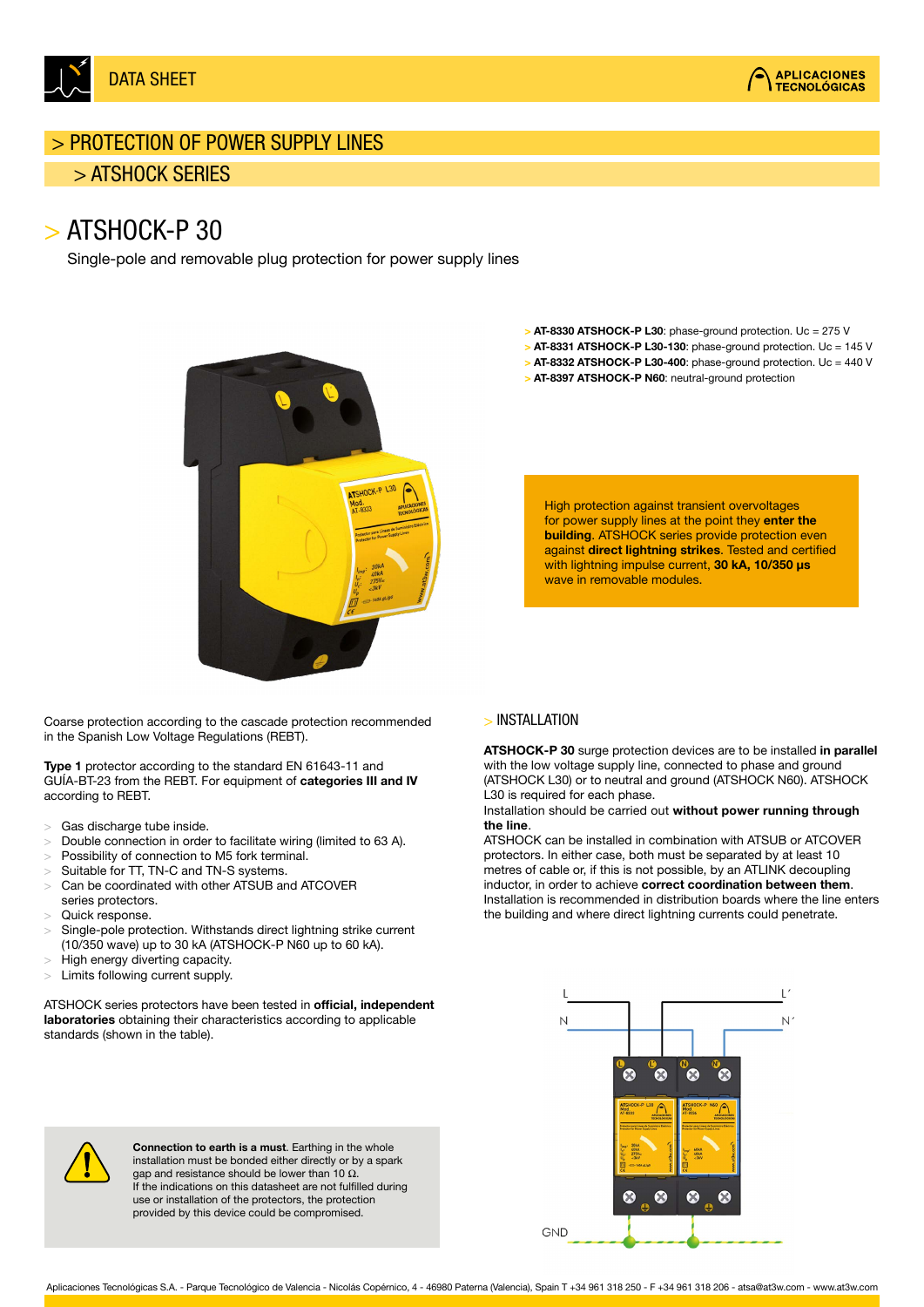DATA SHEET

# > PROTECTION OF POWER SUPPLY LINES

## > ATSHOCK SERIES

# > ATSHOCK-P 30

Single-pole and removable plug protection for power supply lines

- > **AT-8330 ATSHOCK-P L30**: phase-ground protection. Uc = 275 V
- > **AT-8331 ATSHOCK-P L30-130**: phase-ground protection. Uc = 145 V
- > **AT-8332 ATSHOCK-P L30-400**: phase-ground protection. Uc = 440 V
- > **AT-8397 ATSHOCK-P N60**: neutral-ground protection

High protection against transient overvoltages for power supply lines at the point they **enter the building**. ATSHOCK series provide protection even against **direct lightning strikes**. Tested and certified with lightning impulse current, **30 kA, 10/350 µs** wave in removable modules.

Coarse protection according to the cascade protection recommended in the Spanish Low Voltage Regulations (REBT).

**Type 1** protector according to the standard EN 61643-11 and GUÍA-BT-23 from the REBT. For equipment of **categories III and IV** according to REBT.

- Gas discharge tube inside.
- Double connection in order to facilitate wiring (limited to 63 A).
- Possibility of connection to M5 fork terminal.
- Suitable for TT, TN-C and TN-S systems.
- Can be coordinated with other ATSUB and ATCOVER series protectors.
- Quick response.
- Single-pole protection. Withstands direct lightning strike current (10/350 wave) up to 30 kA (ATSHOCK-P N60 up to 60 kA).
- High energy diverting capacity.
- Limits following current supply.

ATSHOCK series protectors have been tested in **official, independent laboratories** obtaining their characteristics according to applicable standards (shown in the table).

**Connection to earth is a must**. Earthing in the whole installation must be bonded either directly or by a spark gap and resistance should be lower than 10 Ω.
If the indications on this datasheet are not fulfilled during use or installation of the protectors, the protection provided by this device could be compromised.

## > INSTALLATION

**ATSHOCK-P 30** surge protection devices are to be installed **in parallel** with the low voltage supply line, connected to phase and ground (ATSHOCK L30) or to neutral and ground (ATSHOCK N60). ATSHOCK L30 is required for each phase.
Installation should be carried out **without power running through the line**.
ATSHOCK can be installed in combination with ATSUB or ATCOVER protectors. In either case, both must be separated by at least 10 metres of cable or, if this is not possible, by an ATLINK decoupling inductor, in order to achieve **correct coordination between them**.
Installation is recommended in distribution boards where the line enters the building and where direct lightning currents could penetrate.

Aplicaciones Tecnológicas S.A. - Parque Tecnológico de Valencia - Nicolás Copérnico, 4 - 46980 Paterna (Valencia), Spain T +34 961 318 250 - F +34 961 318 206 - atsa@at3w.com - www.at3w.com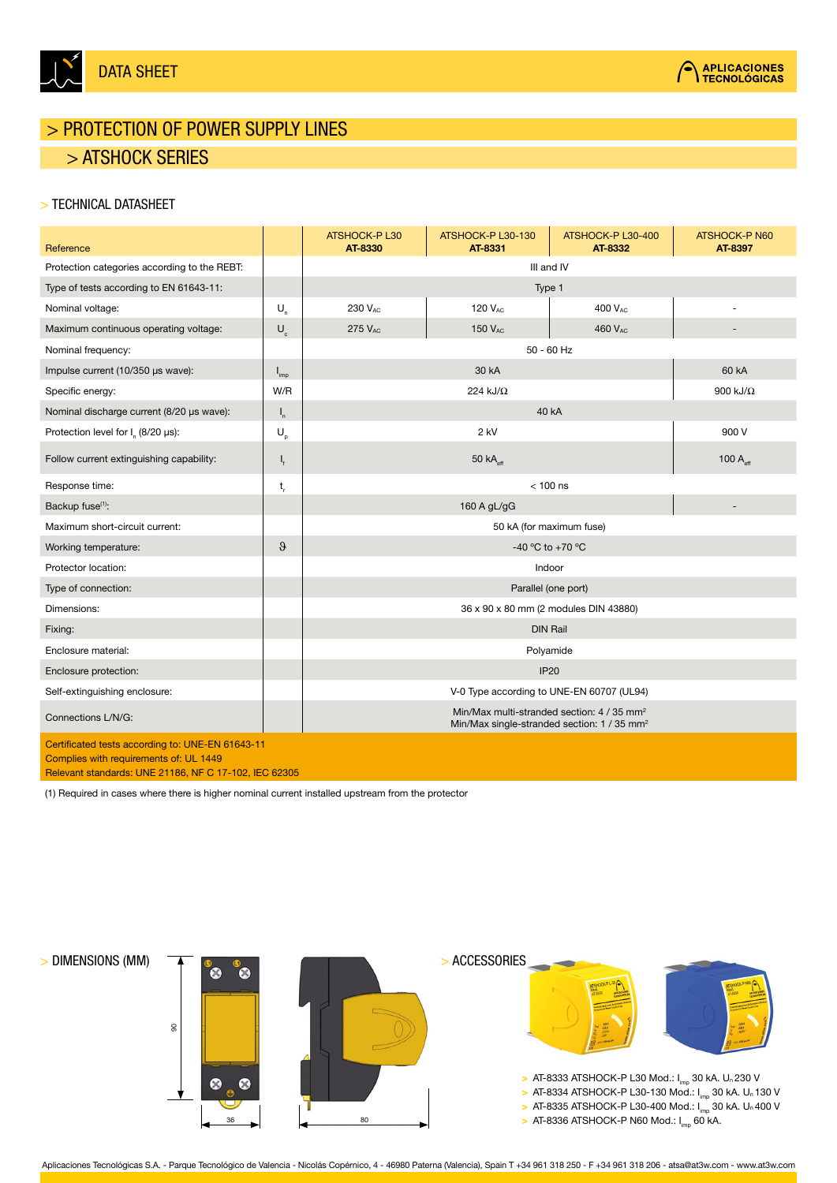# > PROTECTION OF POWER SUPPLY LINES

## > ATSHOCK SERIES

### > TECHNICAL DATASHEET

| Reference | | ATSHOCK-P L30 **AT-8330** | ATSHOCK-P L30-130 **AT-8331** | ATSHOCK-P L30-400 **AT-8332** | ATSHOCK-P N60 **AT-8397** |
|---|---|---|---|---|---|
| Protection categories according to the REBT: | | III and IV | | | |
| Type of tests according to EN 61643-11: | | Type 1 | | | |
| Nominal voltage: | $U_n$ | 230 $V_{AC}$ | 120 $V_{AC}$ | 400 $V_{AC}$ | - |
| Maximum continuous operating voltage: | $U_c$ | 275 $V_{AC}$ | 150 $V_{AC}$ | 460 $V_{AC}$ | - |
| Nominal frequency: | | 50 - 60 Hz | | | |
| Impulse current (10/350 µs wave): | $I_{imp}$ | 30 kA | | | 60 kA |
| Specific energy: | W/R | 224 kJ/Ω | | | 900 kJ/Ω |
| Nominal discharge current (8/20 µs wave): | $I_n$ | 40 kA | | | |
| Protection level for $I_n$ (8/20 µs): | $U_p$ | 2 kV | | | 900 V |
| Follow current extinguishing capability: | $I_f$ | 50 $kA_{eff}$ | | | 100 $A_{eff}$ |
| Response time: | $t_r$ | < 100 ns | | | |
| Backup fuse[1]: | | 160 A gL/gG | | | - |
| Maximum short-circuit current: | | 50 kA (for maximum fuse) | | | |
| Working temperature: | ϑ | -40 ºC to +70 ºC | | | |
| Protector location: | | Indoor | | | |
| Type of connection: | | Parallel (one port) | | | |
| Dimensions: | | 36 x 90 x 80 mm (2 modules DIN 43880) | | | |
| Fixing: | | DIN Rail | | | |
| Enclosure material: | | Polyamide | | | |
| Enclosure protection: | | IP20 | | | |
| Self-extinguishing enclosure: | | V-0 Type according to UNE-EN 60707 (UL94) | | | |
| Connections L/N/G: | | Min/Max multi-stranded section: 4 / 35 mm² Min/Max single-stranded section: 1 / 35 mm² | | | |

Certificated tests according to: UNE-EN 61643-11
Complies with requirements of: UL 1449
Relevant standards: UNE 21186, NF C 17-102, IEC 62305

(1) Required in cases where there is higher nominal current installed upstream from the protector

### > DIMENSIONS (MM)

90

36

80

### > ACCESSORIES

- > AT-8333 ATSHOCK-P L30 Mod.: $I_{imp}$ 30 kA. $U_n$ 230 V
- > AT-8334 ATSHOCK-P L30-130 Mod.: $I_{imp}$ 30 kA. $U_n$ 130 V
- > AT-8335 ATSHOCK-P L30-400 Mod.: $I_{imp}$ 30 kA. $U_n$ 400 V
- > AT-8336 ATSHOCK-P N60 Mod.: $I_{imp}$ 60 kA.

Aplicaciones Tecnológicas S.A. - Parque Tecnológico de Valencia - Nicolás Copérnico, 4 - 46980 Paterna (Valencia), Spain T +34 961 318 250 - F +34 961 318 206 - atsa@at3w.com - www.at3w.com